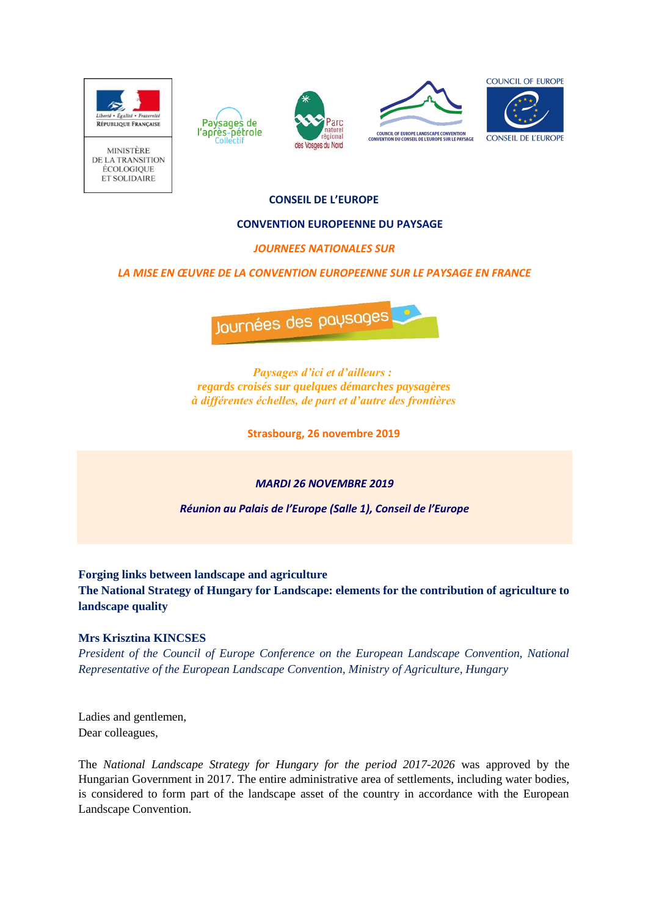**CONSEIL DE L'EUROPE**

**CONVENTION EUROPEENNE DU PAYSAGE**

***JOURNEES NATIONALES SUR***

***LA MISE EN ŒUVRE DE LA CONVENTION EUROPEENNE SUR LE PAYSAGE EN FRANCE***

Journées des paysages

***Paysages d'ici et d'ailleurs :***
***regards croisés sur quelques démarches paysagères***
***à différentes échelles, de part et d'autre des frontières***

**Strasbourg, 26 novembre 2019**

***MARDI 26 NOVEMBRE 2019***

***Réunion au Palais de l'Europe (Salle 1), Conseil de l'Europe***

**Forging links between landscape and agriculture**
**The National Strategy of Hungary for Landscape: elements for the contribution of agriculture to landscape quality**

**Mrs Krisztina KINCSES**
*President of the Council of Europe Conference on the European Landscape Convention, National Representative of the European Landscape Convention, Ministry of Agriculture, Hungary*

Ladies and gentlemen,
Dear colleagues,

The *National Landscape Strategy for Hungary for the period 2017-2026* was approved by the Hungarian Government in 2017. The entire administrative area of settlements, including water bodies, is considered to form part of the landscape asset of the country in accordance with the European Landscape Convention.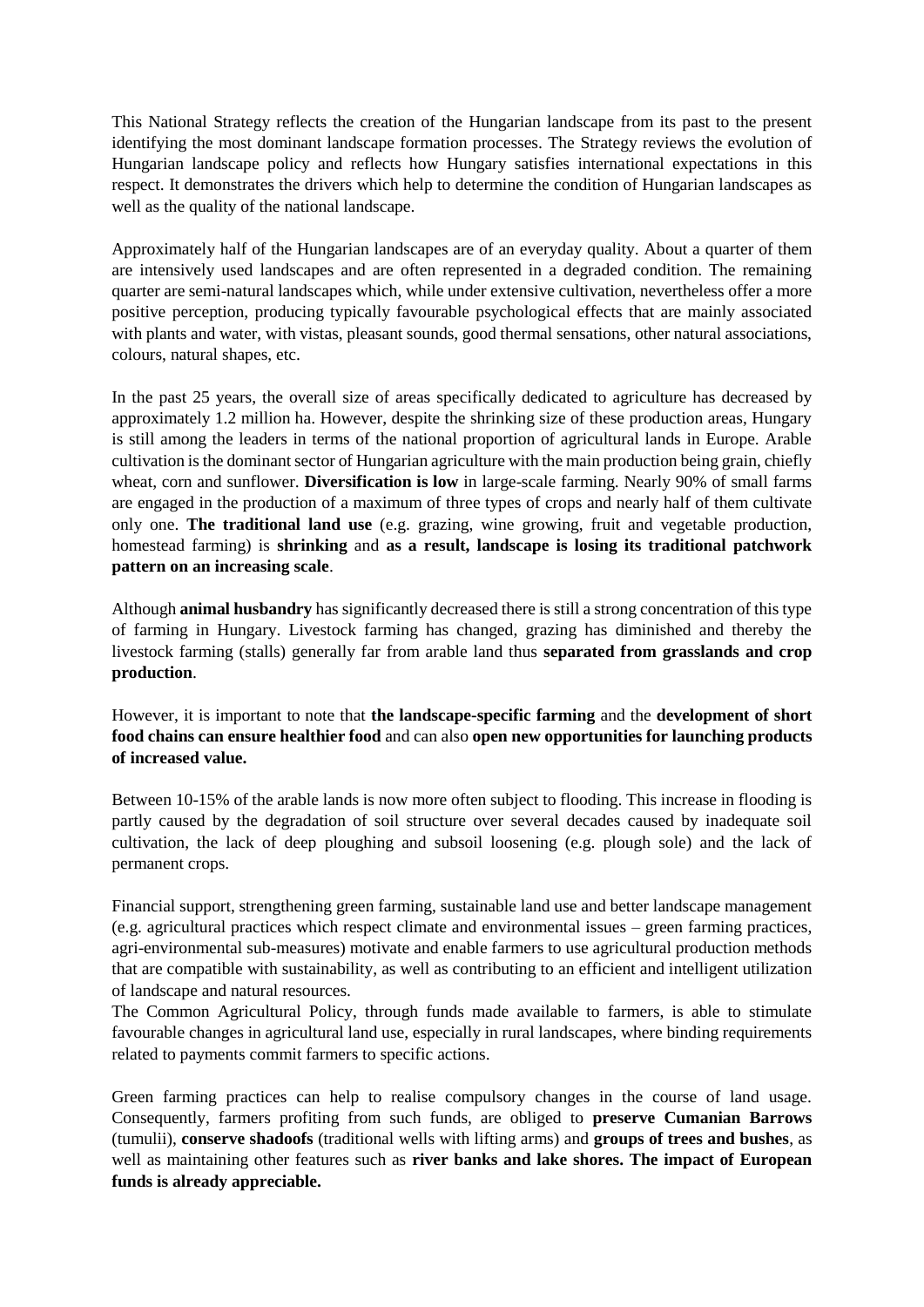This National Strategy reflects the creation of the Hungarian landscape from its past to the present identifying the most dominant landscape formation processes. The Strategy reviews the evolution of Hungarian landscape policy and reflects how Hungary satisfies international expectations in this respect. It demonstrates the drivers which help to determine the condition of Hungarian landscapes as well as the quality of the national landscape.

Approximately half of the Hungarian landscapes are of an everyday quality. About a quarter of them are intensively used landscapes and are often represented in a degraded condition. The remaining quarter are semi-natural landscapes which, while under extensive cultivation, nevertheless offer a more positive perception, producing typically favourable psychological effects that are mainly associated with plants and water, with vistas, pleasant sounds, good thermal sensations, other natural associations, colours, natural shapes, etc.

In the past 25 years, the overall size of areas specifically dedicated to agriculture has decreased by approximately 1.2 million ha. However, despite the shrinking size of these production areas, Hungary is still among the leaders in terms of the national proportion of agricultural lands in Europe. Arable cultivation is the dominant sector of Hungarian agriculture with the main production being grain, chiefly wheat, corn and sunflower. **Diversification is low** in large-scale farming. Nearly 90% of small farms are engaged in the production of a maximum of three types of crops and nearly half of them cultivate only one. **The traditional land use** (e.g. grazing, wine growing, fruit and vegetable production, homestead farming) is **shrinking** and **as a result, landscape is losing its traditional patchwork pattern on an increasing scale**.

Although **animal husbandry** has significantly decreased there is still a strong concentration of this type of farming in Hungary. Livestock farming has changed, grazing has diminished and thereby the livestock farming (stalls) generally far from arable land thus **separated from grasslands and crop production**.

However, it is important to note that **the landscape-specific farming** and the **development of short food chains can ensure healthier food** and can also **open new opportunities for launching products of increased value.**

Between 10-15% of the arable lands is now more often subject to flooding. This increase in flooding is partly caused by the degradation of soil structure over several decades caused by inadequate soil cultivation, the lack of deep ploughing and subsoil loosening (e.g. plough sole) and the lack of permanent crops.

Financial support, strengthening green farming, sustainable land use and better landscape management (e.g. agricultural practices which respect climate and environmental issues – green farming practices, agri-environmental sub-measures) motivate and enable farmers to use agricultural production methods that are compatible with sustainability, as well as contributing to an efficient and intelligent utilization of landscape and natural resources.

The Common Agricultural Policy, through funds made available to farmers, is able to stimulate favourable changes in agricultural land use, especially in rural landscapes, where binding requirements related to payments commit farmers to specific actions.

Green farming practices can help to realise compulsory changes in the course of land usage. Consequently, farmers profiting from such funds, are obliged to **preserve Cumanian Barrows** (tumulii), **conserve shadoofs** (traditional wells with lifting arms) and **groups of trees and bushes**, as well as maintaining other features such as **river banks and lake shores. The impact of European funds is already appreciable.**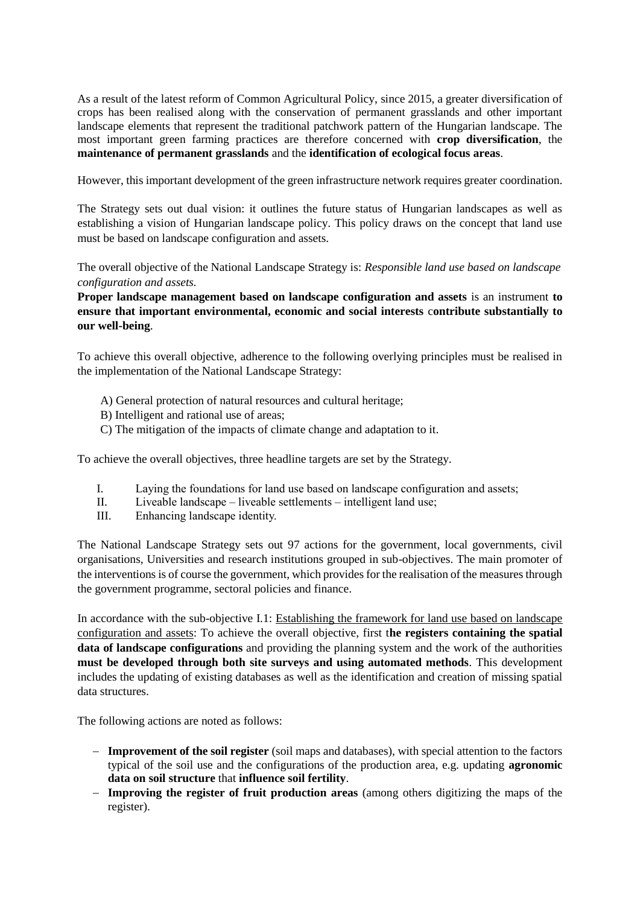As a result of the latest reform of Common Agricultural Policy, since 2015, a greater diversification of crops has been realised along with the conservation of permanent grasslands and other important landscape elements that represent the traditional patchwork pattern of the Hungarian landscape. The most important green farming practices are therefore concerned with **crop diversification**, the **maintenance of permanent grasslands** and the **identification of ecological focus areas**.

However, this important development of the green infrastructure network requires greater coordination.

The Strategy sets out dual vision: it outlines the future status of Hungarian landscapes as well as establishing a vision of Hungarian landscape policy. This policy draws on the concept that land use must be based on landscape configuration and assets.

The overall objective of the National Landscape Strategy is: *Responsible land use based on landscape configuration and assets.*
**Proper landscape management based on landscape configuration and assets** is an instrument **to ensure that important environmental, economic and social interests contribute substantially to our well-being**.

To achieve this overall objective, adherence to the following overlying principles must be realised in the implementation of the National Landscape Strategy:

A) General protection of natural resources and cultural heritage;
B) Intelligent and rational use of areas;
C) The mitigation of the impacts of climate change and adaptation to it.

To achieve the overall objectives, three headline targets are set by the Strategy.

I. Laying the foundations for land use based on landscape configuration and assets;
II. Liveable landscape – liveable settlements – intelligent land use;
III. Enhancing landscape identity.

The National Landscape Strategy sets out 97 actions for the government, local governments, civil organisations, Universities and research institutions grouped in sub-objectives. The main promoter of the interventions is of course the government, which provides for the realisation of the measures through the government programme, sectoral policies and finance.

In accordance with the sub-objective I.1: Establishing the framework for land use based on landscape configuration and assets: To achieve the overall objective, first t**he registers containing the spatial data of landscape configurations** and providing the planning system and the work of the authorities **must be developed through both site surveys and using automated methods**. This development includes the updating of existing databases as well as the identification and creation of missing spatial data structures.

The following actions are noted as follows:

- **Improvement of the soil register** (soil maps and databases), with special attention to the factors typical of the soil use and the configurations of the production area, e.g. updating **agronomic data on soil structure** that **influence soil fertility**.
- **Improving the register of fruit production areas** (among others digitizing the maps of the register).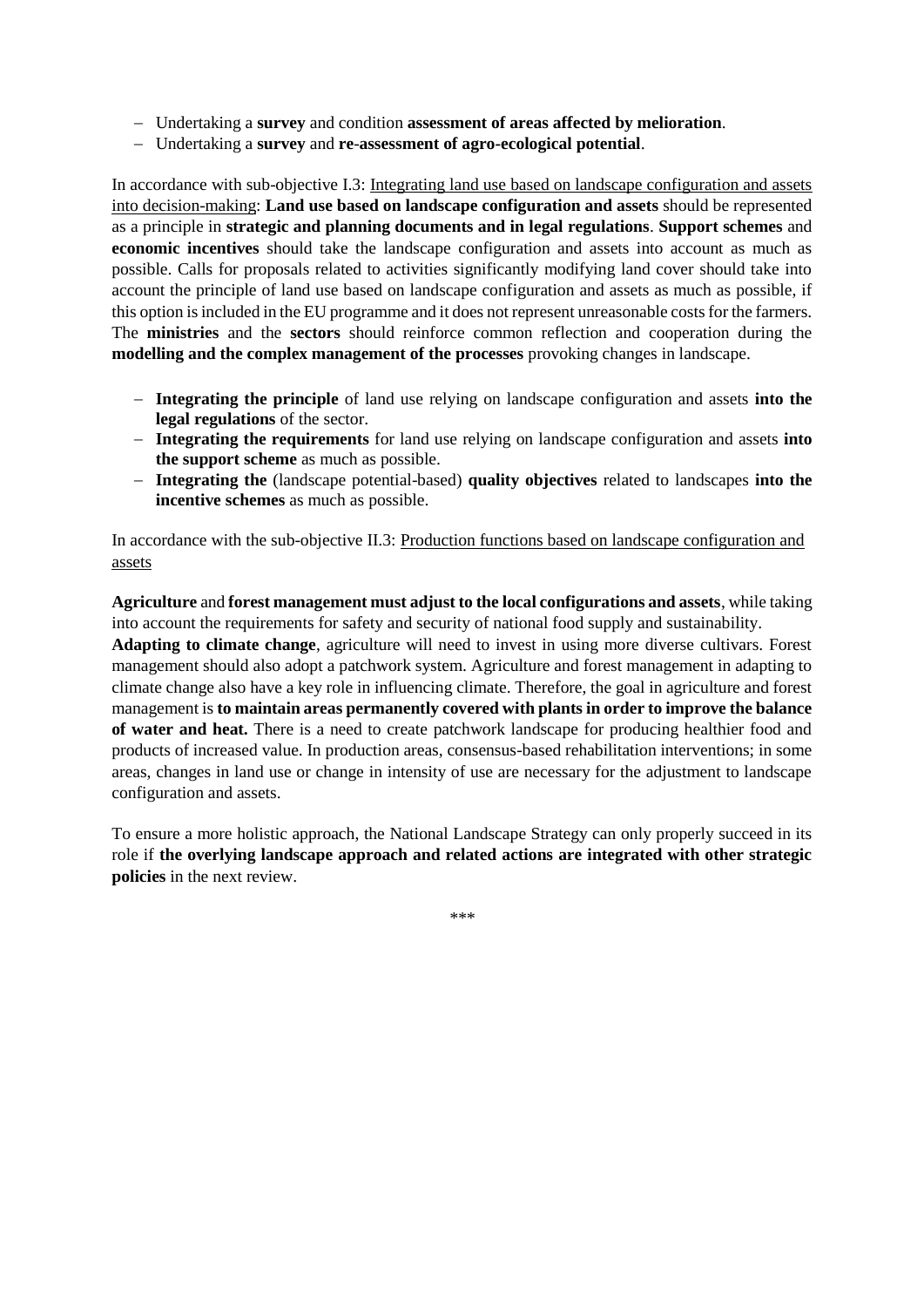- Undertaking a **survey** and condition **assessment of areas affected by melioration**.
- Undertaking a **survey** and **re-assessment of agro-ecological potential**.

In accordance with sub-objective I.3: Integrating land use based on landscape configuration and assets into decision-making: **Land use based on landscape configuration and assets** should be represented as a principle in **strategic and planning documents and in legal regulations**. **Support schemes** and **economic incentives** should take the landscape configuration and assets into account as much as possible. Calls for proposals related to activities significantly modifying land cover should take into account the principle of land use based on landscape configuration and assets as much as possible, if this option is included in the EU programme and it does not represent unreasonable costs for the farmers. The **ministries** and the **sectors** should reinforce common reflection and cooperation during the **modelling and the complex management of the processes** provoking changes in landscape.

- **Integrating the principle** of land use relying on landscape configuration and assets **into the legal regulations** of the sector.
- **Integrating the requirements** for land use relying on landscape configuration and assets **into the support scheme** as much as possible.
- **Integrating the** (landscape potential-based) **quality objectives** related to landscapes **into the incentive schemes** as much as possible.

In accordance with the sub-objective II.3: Production functions based on landscape configuration and assets

**Agriculture** and **forest management must adjust to the local configurations and assets**, while taking into account the requirements for safety and security of national food supply and sustainability.
**Adapting to climate change**, agriculture will need to invest in using more diverse cultivars. Forest management should also adopt a patchwork system. Agriculture and forest management in adapting to climate change also have a key role in influencing climate. Therefore, the goal in agriculture and forest management is **to maintain areas permanently covered with plants in order to improve the balance of water and heat.** There is a need to create patchwork landscape for producing healthier food and products of increased value. In production areas, consensus-based rehabilitation interventions; in some areas, changes in land use or change in intensity of use are necessary for the adjustment to landscape configuration and assets.

To ensure a more holistic approach, the National Landscape Strategy can only properly succeed in its role if **the overlying landscape approach and related actions are integrated with other strategic policies** in the next review.

\*\*\*